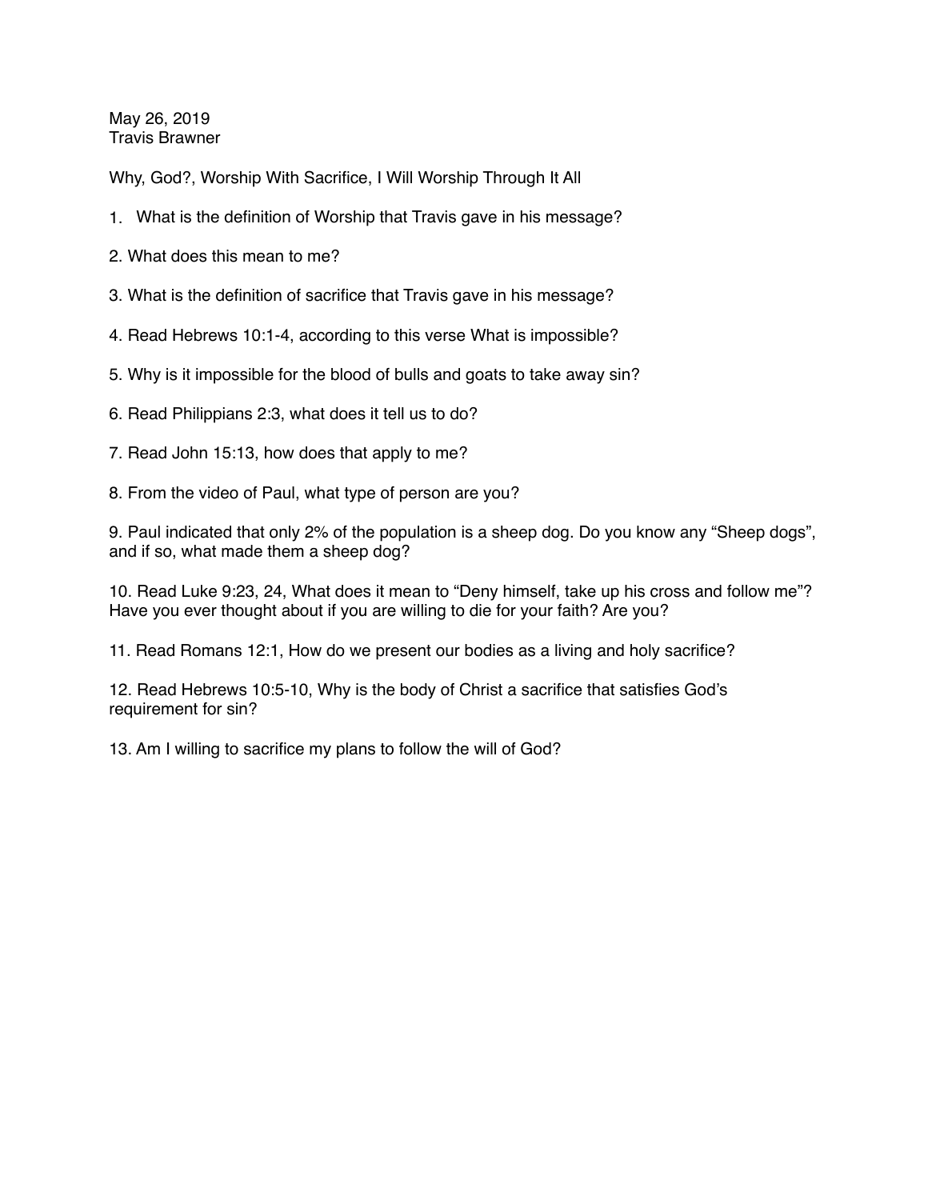May 26, 2019
Travis Brawner

Why, God?, Worship With Sacrifice, I Will Worship Through It All

1. What is the definition of Worship that Travis gave in his message?

2. What does this mean to me?

3. What is the definition of sacrifice that Travis gave in his message?

4. Read Hebrews 10:1-4, according to this verse What is impossible?

5. Why is it impossible for the blood of bulls and goats to take away sin?

6. Read Philippians 2:3, what does it tell us to do?

7. Read John 15:13, how does that apply to me?

8. From the video of Paul, what type of person are you?

9. Paul indicated that only 2% of the population is a sheep dog. Do you know any “Sheep dogs”, and if so, what made them a sheep dog?

10. Read Luke 9:23, 24, What does it mean to “Deny himself, take up his cross and follow me”? Have you ever thought about if you are willing to die for your faith? Are you?

11. Read Romans 12:1, How do we present our bodies as a living and holy sacrifice?

12. Read Hebrews 10:5-10, Why is the body of Christ a sacrifice that satisfies God’s requirement for sin?

13. Am I willing to sacrifice my plans to follow the will of God?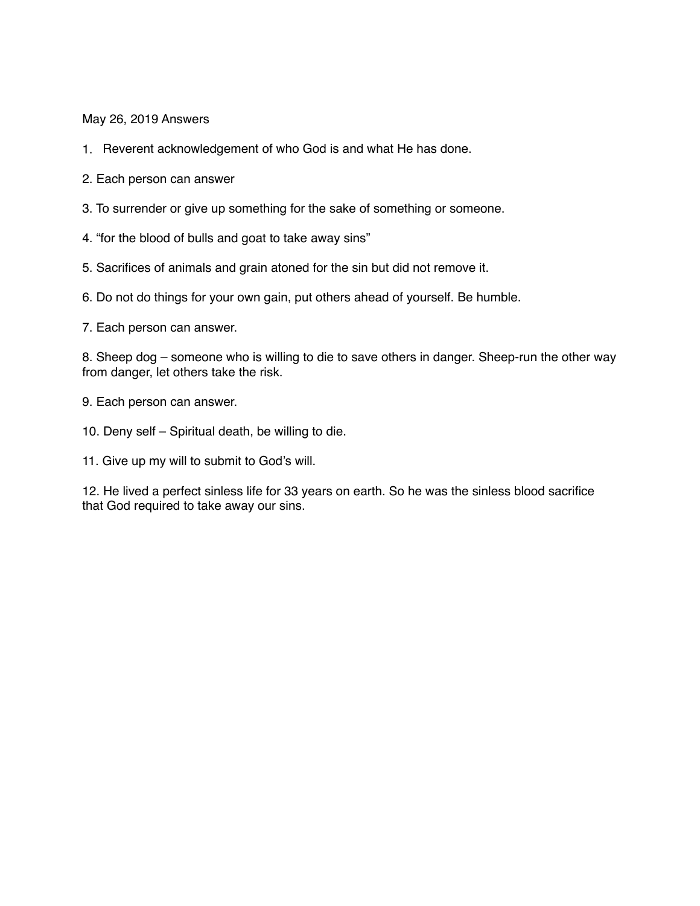May 26, 2019 Answers

1. Reverent acknowledgement of who God is and what He has done.

2. Each person can answer

3. To surrender or give up something for the sake of something or someone.

4. “for the blood of bulls and goat to take away sins”

5. Sacrifices of animals and grain atoned for the sin but did not remove it.

6. Do not do things for your own gain, put others ahead of yourself. Be humble.

7. Each person can answer.

8. Sheep dog – someone who is willing to die to save others in danger. Sheep-run the other way from danger, let others take the risk.

9. Each person can answer.

10. Deny self – Spiritual death, be willing to die.

11. Give up my will to submit to God’s will.

12. He lived a perfect sinless life for 33 years on earth. So he was the sinless blood sacrifice that God required to take away our sins.